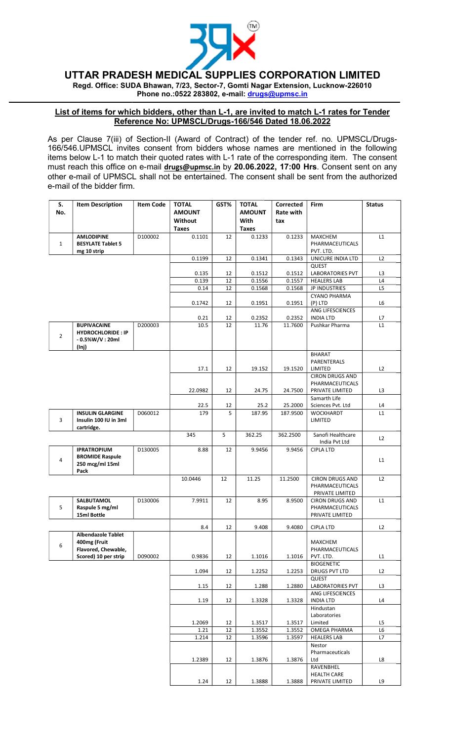# UTTAR PRADESH MEDICAL SUPPLIES CORPORATION LIMITED

**Regd. Office: SUDA Bhawan, 7/23, Sector-7, Gomti Nagar Extension, Lucknow-226010**
**Phone no.:0522 283802, e-mail: drugs@upmsc.in**

## List of items for which bidders, other than L-1, are invited to match L-1 rates for Tender Reference No: UPMSCL/Drugs-166/546 Dated 18.06.2022

As per Clause 7(iii) of Section-II (Award of Contract) of the tender ref. no. UPMSCL/Drugs-166/546.UPMSCL invites consent from bidders whose names are mentioned in the following items below L-1 to match their quoted rates with L-1 rate of the corresponding item. The consent must reach this office on e-mail **drugs@upmsc.in** by **20.06.2022, 17:00 Hrs**. Consent sent on any other e-mail of UPMSCL shall not be entertained. The consent shall be sent from the authorized e-mail of the bidder firm.

| S. No. | Item Description | Item Code | TOTAL AMOUNT Without Taxes | GST% | TOTAL AMOUNT With Taxes | Corrected Rate with tax | Firm | Status |
|---|---|---|---|---|---|---|---|---|
| 1 | AMLODIPINE BESYLATE Tablet 5 mg 10 strip | D100002 | 0.1101 | 12 | 0.1233 | 0.1233 | MAXCHEM PHARMACEUTICALS PVT. LTD. | L1 |
| | | | 0.1199 | 12 | 0.1341 | 0.1343 | UNICURE INDIA LTD | L2 |
| | | | 0.135 | 12 | 0.1512 | 0.1512 | QUEST LABORATORIES PVT | L3 |
| | | | 0.139 | 12 | 0.1556 | 0.1557 | HEALERS LAB | L4 |
| | | | 0.14 | 12 | 0.1568 | 0.1568 | JP INDUSTRIES | L5 |
| | | | 0.1742 | 12 | 0.1951 | 0.1951 | CYANO PHARMA (P) LTD | L6 |
| | | | 0.21 | 12 | 0.2352 | 0.2352 | ANG LIFESCIENCES INDIA LTD | L7 |
| 2 | BUPIVACAINE HYDROCHLORIDE : IP - 0.5%W/V : 20ml (Inj) | D200003 | 10.5 | 12 | 11.76 | 11.7600 | Pushkar Pharma | L1 |
| | | | 17.1 | 12 | 19.152 | 19.1520 | BHARAT PARENTERALS LIMITED | L2 |
| | | | 22.0982 | 12 | 24.75 | 24.7500 | CIRON DRUGS AND PHARMACEUTICALS PRIVATE LIMITED | L3 |
| | | | 22.5 | 12 | 25.2 | 25.2000 | Samarth Life Sciences Pvt. Ltd | L4 |
| 3 | INSULIN GLARGINE Insulin 100 IU in 3ml cartridge. | D060012 | 179 | 5 | 187.95 | 187.9500 | WOCKHARDT LIMITED | L1 |
| | | | 345 | 5 | 362.25 | 362.2500 | Sanofi Healthcare India Pvt Ltd | L2 |
| 4 | IPRATROPIUM BROMIDE Raspule 250 mcg/ml 15ml Pack | D130005 | 8.88 | 12 | 9.9456 | 9.9456 | CIPLA LTD | L1 |
| | | | 10.0446 | 12 | 11.25 | 11.2500 | CIRON DRUGS AND PHARMACEUTICALS PRIVATE LIMITED | L2 |
| 5 | SALBUTAMOL Raspule 5 mg/ml 15ml Bottle | D130006 | 7.9911 | 12 | 8.95 | 8.9500 | CIRON DRUGS AND PHARMACEUTICALS PRIVATE LIMITED | L1 |
| | | | 8.4 | 12 | 9.408 | 9.4080 | CIPLA LTD | L2 |
| 6 | Albendazole Tablet 400mg (Fruit Flavored, Chewable, Scored) 10 per strip | D090002 | 0.9836 | 12 | 1.1016 | 1.1016 | MAXCHEM PHARMACEUTICALS PVT. LTD. | L1 |
| | | | 1.094 | 12 | 1.2252 | 1.2253 | BIOGENETIC DRUGS PVT LTD | L2 |
| | | | 1.15 | 12 | 1.288 | 1.2880 | QUEST LABORATORIES PVT | L3 |
| | | | 1.19 | 12 | 1.3328 | 1.3328 | ANG LIFESCIENCES INDIA LTD | L4 |
| | | | 1.2069 | 12 | 1.3517 | 1.3517 | Hindustan Laboratories Limited | L5 |
| | | | 1.21 | 12 | 1.3552 | 1.3552 | OMEGA PHARMA | L6 |
| | | | 1.214 | 12 | 1.3596 | 1.3597 | HEALERS LAB | L7 |
| | | | 1.2389 | 12 | 1.3876 | 1.3876 | Nestor Pharmaceuticals Ltd | L8 |
| | | | 1.24 | 12 | 1.3888 | 1.3888 | RAVENBHEL HEALTH CARE PRIVATE LIMITED | L9 |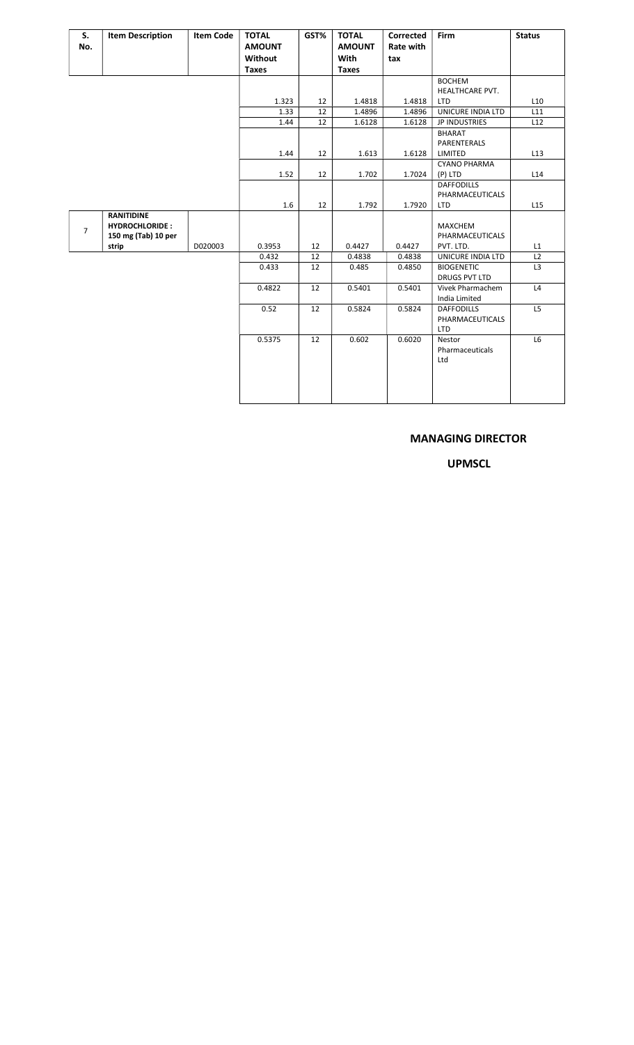| S. No. | Item Description | Item Code | TOTAL AMOUNT Without Taxes | GST% | TOTAL AMOUNT With Taxes | Corrected Rate with tax | Firm | Status |
|---|---|---|---|---|---|---|---|---|
| | | | 1.323 | 12 | 1.4818 | 1.4818 | BOCHEM HEALTHCARE PVT. LTD | L10 |
| | | | 1.33 | 12 | 1.4896 | 1.4896 | UNICURE INDIA LTD | L11 |
| | | | 1.44 | 12 | 1.6128 | 1.6128 | JP INDUSTRIES | L12 |
| | | | 1.44 | 12 | 1.613 | 1.6128 | BHARAT PARENTERALS LIMITED | L13 |
| | | | 1.52 | 12 | 1.702 | 1.7024 | CYANO PHARMA (P) LTD | L14 |
| | | | 1.6 | 12 | 1.792 | 1.7920 | DAFFODILLS PHARMACEUTICALS LTD | L15 |
| 7 | **RANITIDINE HYDROCHLORIDE : 150 mg (Tab) 10 per strip** | D020003 | 0.3953 | 12 | 0.4427 | 0.4427 | MAXCHEM PHARMACEUTICALS PVT. LTD. | L1 |
| | | | 0.432 | 12 | 0.4838 | 0.4838 | UNICURE INDIA LTD | L2 |
| | | | 0.433 | 12 | 0.485 | 0.4850 | BIOGENETIC DRUGS PVT LTD | L3 |
| | | | 0.4822 | 12 | 0.5401 | 0.5401 | Vivek Pharmachem India Limited | L4 |
| | | | 0.52 | 12 | 0.5824 | 0.5824 | DAFFODILLS PHARMACEUTICALS LTD | L5 |
| | | | 0.5375 | 12 | 0.602 | 0.6020 | Nestor Pharmaceuticals Ltd | L6 |

**MANAGING DIRECTOR**

**UPMSCL**